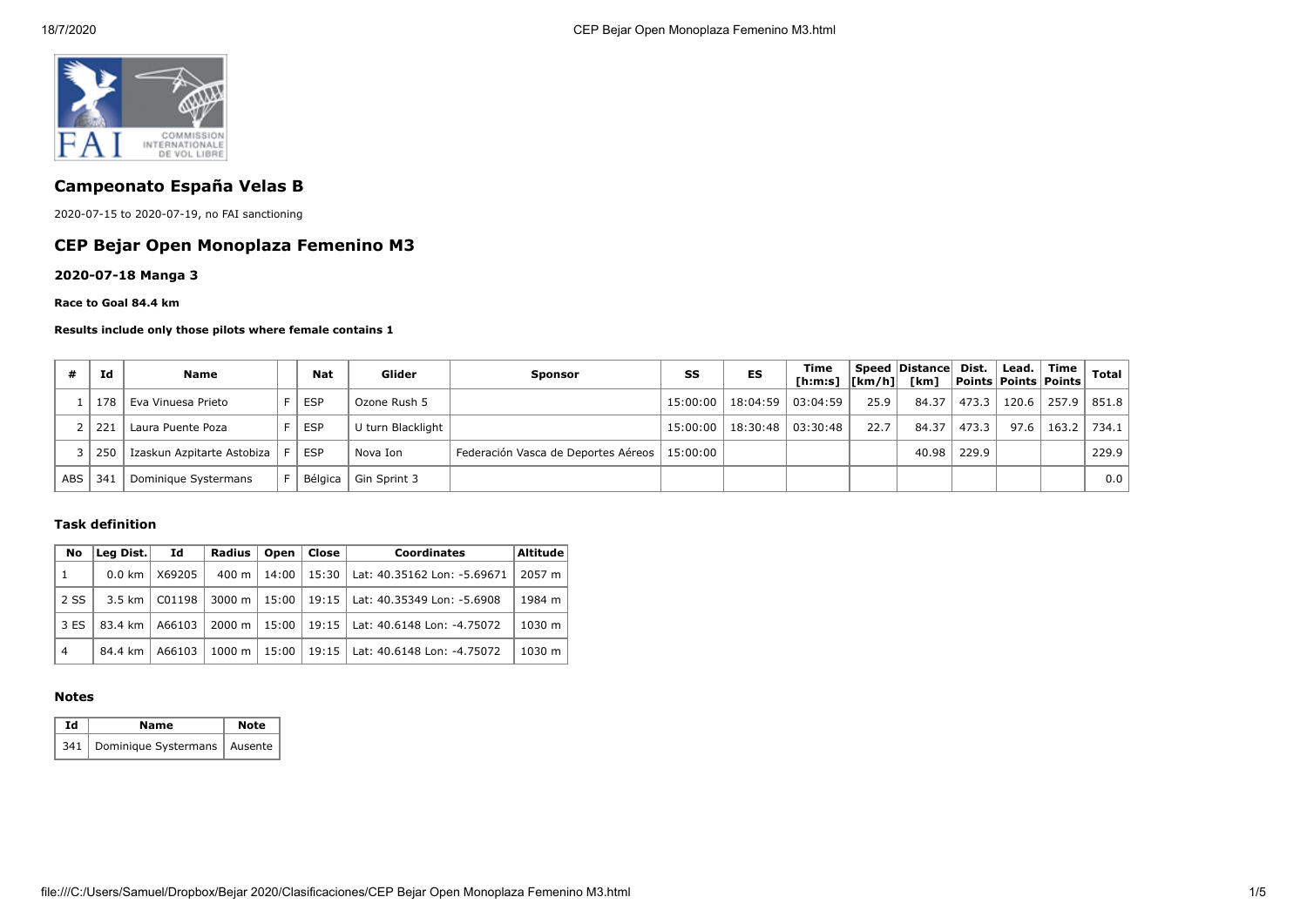## Campeonato España Velas B

2020-07-15 to 2020-07-19, no FAI sanctioning

## CEP Bejar Open Monoplaza Femenino M3

### 2020-07-18 Manga 3

**Race to Goal 84.4 km**

**Results include only those pilots where female contains 1**

| # | Id | Name | | Nat | Glider | Sponsor | SS | ES | Time [h:m:s] | Speed [km/h] | Distance [km] | Dist. Points | Lead. Points | Time Points | Total |
|---|---|---|---|---|---|---|---|---|---|---|---|---|---|---|---|
| 1 | 178 | Eva Vinuesa Prieto | F | ESP | Ozone Rush 5 | | 15:00:00 | 18:04:59 | 03:04:59 | 25.9 | 84.37 | 473.3 | 120.6 | 257.9 | 851.8 |
| 2 | 221 | Laura Puente Poza | F | ESP | U turn Blacklight | | 15:00:00 | 18:30:48 | 03:30:48 | 22.7 | 84.37 | 473.3 | 97.6 | 163.2 | 734.1 |
| 3 | 250 | Izaskun Azpitarte Astobiza | F | ESP | Nova Ion | Federación Vasca de Deportes Aéreos | 15:00:00 | | | | 40.98 | 229.9 | | | 229.9 |
| ABS | 341 | Dominique Systermans | F | Bélgica | Gin Sprint 3 | | | | | | | | | | 0.0 |

#### Task definition

| No | Leg Dist. | Id | Radius | Open | Close | Coordinates | Altitude |
|---|---|---|---|---|---|---|---|
| 1 | 0.0 km | X69205 | 400 m | 14:00 | 15:30 | Lat: 40.35162 Lon: -5.69671 | 2057 m |
| 2 SS | 3.5 km | C01198 | 3000 m | 15:00 | 19:15 | Lat: 40.35349 Lon: -5.6908 | 1984 m |
| 3 ES | 83.4 km | A66103 | 2000 m | 15:00 | 19:15 | Lat: 40.6148 Lon: -4.75072 | 1030 m |
| 4 | 84.4 km | A66103 | 1000 m | 15:00 | 19:15 | Lat: 40.6148 Lon: -4.75072 | 1030 m |

#### Notes

| Id | Name | Note |
|---|---|---|
| 341 | Dominique Systermans | Ausente |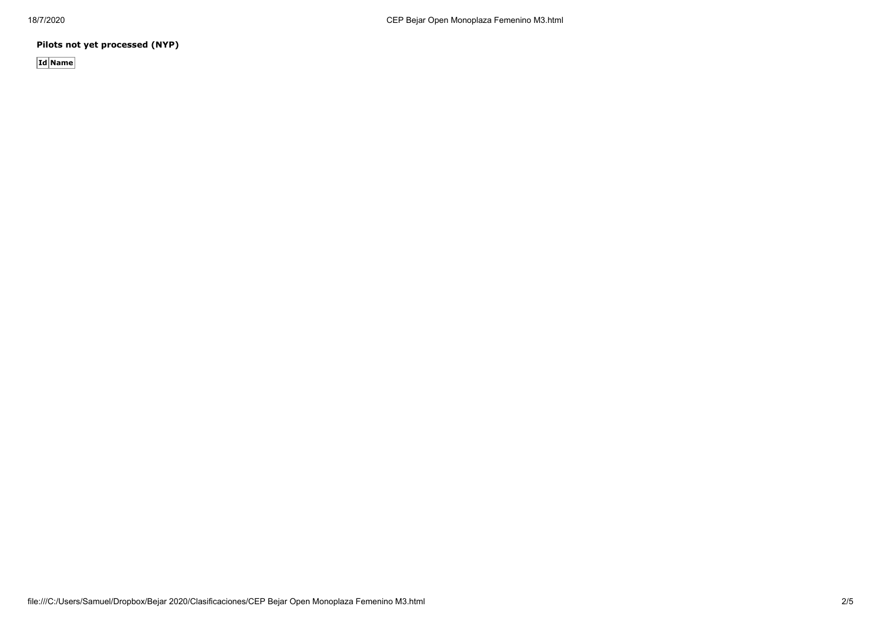**Pilots not yet processed (NYP)**

| Id | Name |
| --- | --- |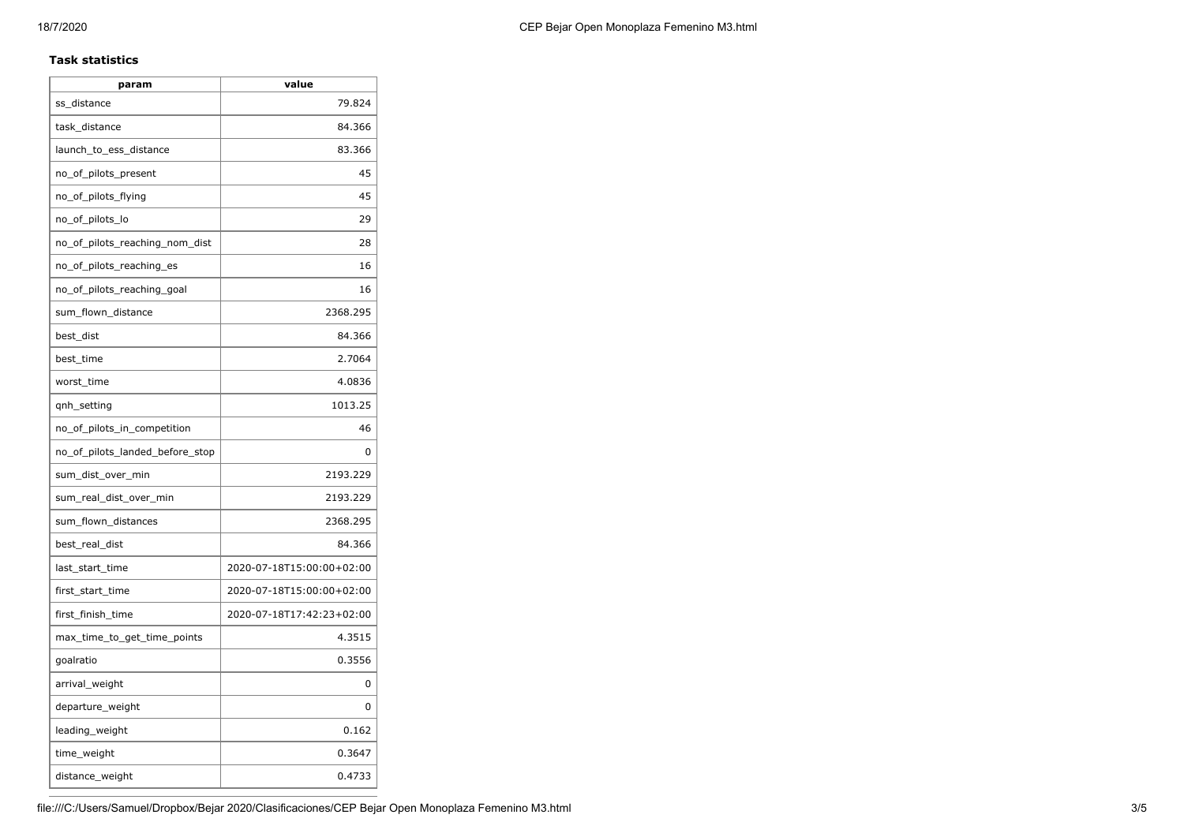### Task statistics

| param | value |
|---|---|
| ss_distance | 79.824 |
| task_distance | 84.366 |
| launch_to_ess_distance | 83.366 |
| no_of_pilots_present | 45 |
| no_of_pilots_flying | 45 |
| no_of_pilots_lo | 29 |
| no_of_pilots_reaching_nom_dist | 28 |
| no_of_pilots_reaching_es | 16 |
| no_of_pilots_reaching_goal | 16 |
| sum_flown_distance | 2368.295 |
| best_dist | 84.366 |
| best_time | 2.7064 |
| worst_time | 4.0836 |
| qnh_setting | 1013.25 |
| no_of_pilots_in_competition | 46 |
| no_of_pilots_landed_before_stop | 0 |
| sum_dist_over_min | 2193.229 |
| sum_real_dist_over_min | 2193.229 |
| sum_flown_distances | 2368.295 |
| best_real_dist | 84.366 |
| last_start_time | 2020-07-18T15:00:00+02:00 |
| first_start_time | 2020-07-18T15:00:00+02:00 |
| first_finish_time | 2020-07-18T17:42:23+02:00 |
| max_time_to_get_time_points | 4.3515 |
| goalratio | 0.3556 |
| arrival_weight | 0 |
| departure_weight | 0 |
| leading_weight | 0.162 |
| time_weight | 0.3647 |
| distance_weight | 0.4733 |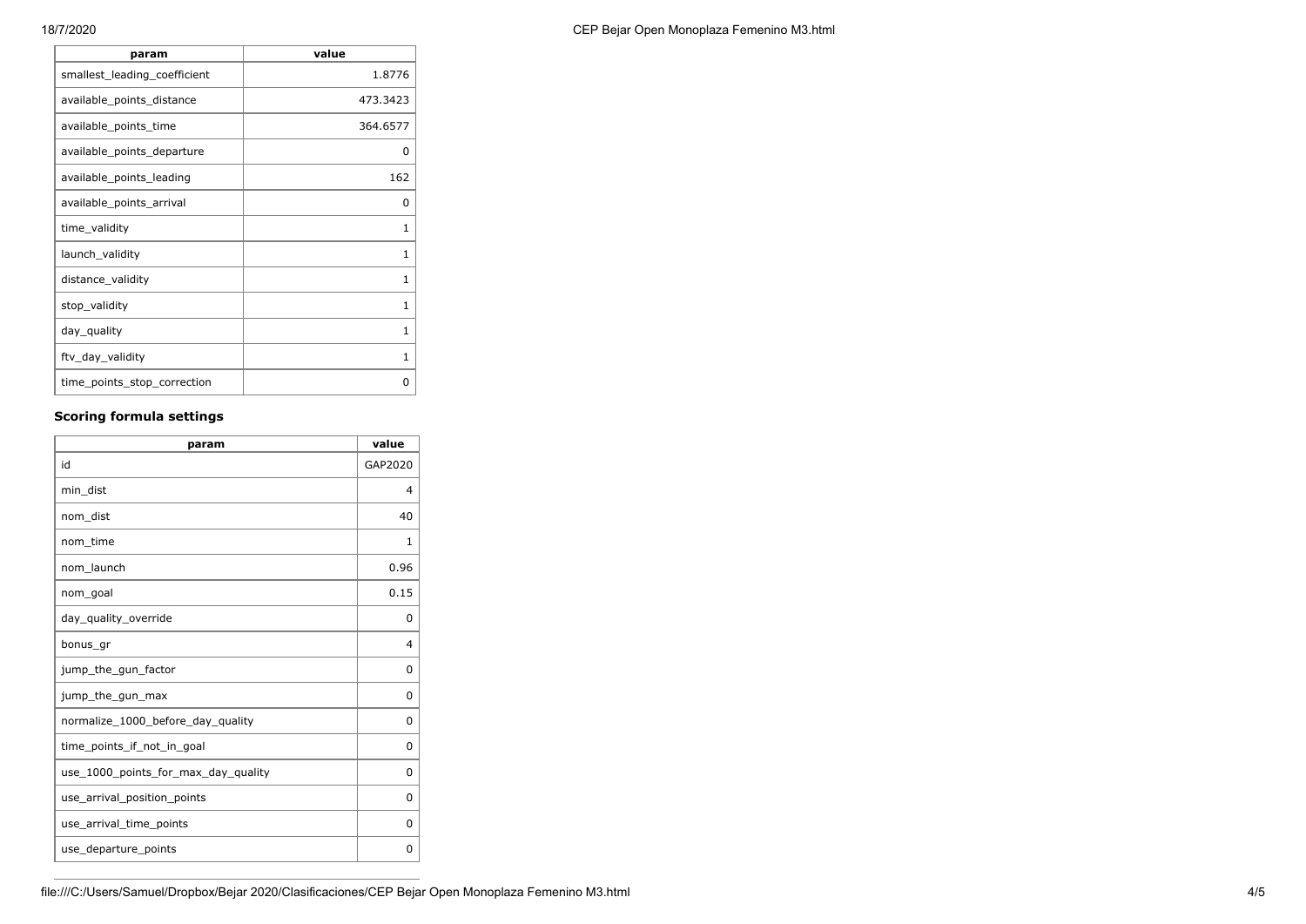| param | value |
| --- | --- |
| smallest_leading_coefficient | 1.8776 |
| available_points_distance | 473.3423 |
| available_points_time | 364.6577 |
| available_points_departure | 0 |
| available_points_leading | 162 |
| available_points_arrival | 0 |
| time_validity | 1 |
| launch_validity | 1 |
| distance_validity | 1 |
| stop_validity | 1 |
| day_quality | 1 |
| ftv_day_validity | 1 |
| time_points_stop_correction | 0 |

### Scoring formula settings

| param | value |
| --- | --- |
| id | GAP2020 |
| min_dist | 4 |
| nom_dist | 40 |
| nom_time | 1 |
| nom_launch | 0.96 |
| nom_goal | 0.15 |
| day_quality_override | 0 |
| bonus_gr | 4 |
| jump_the_gun_factor | 0 |
| jump_the_gun_max | 0 |
| normalize_1000_before_day_quality | 0 |
| time_points_if_not_in_goal | 0 |
| use_1000_points_for_max_day_quality | 0 |
| use_arrival_position_points | 0 |
| use_arrival_time_points | 0 |
| use_departure_points | 0 |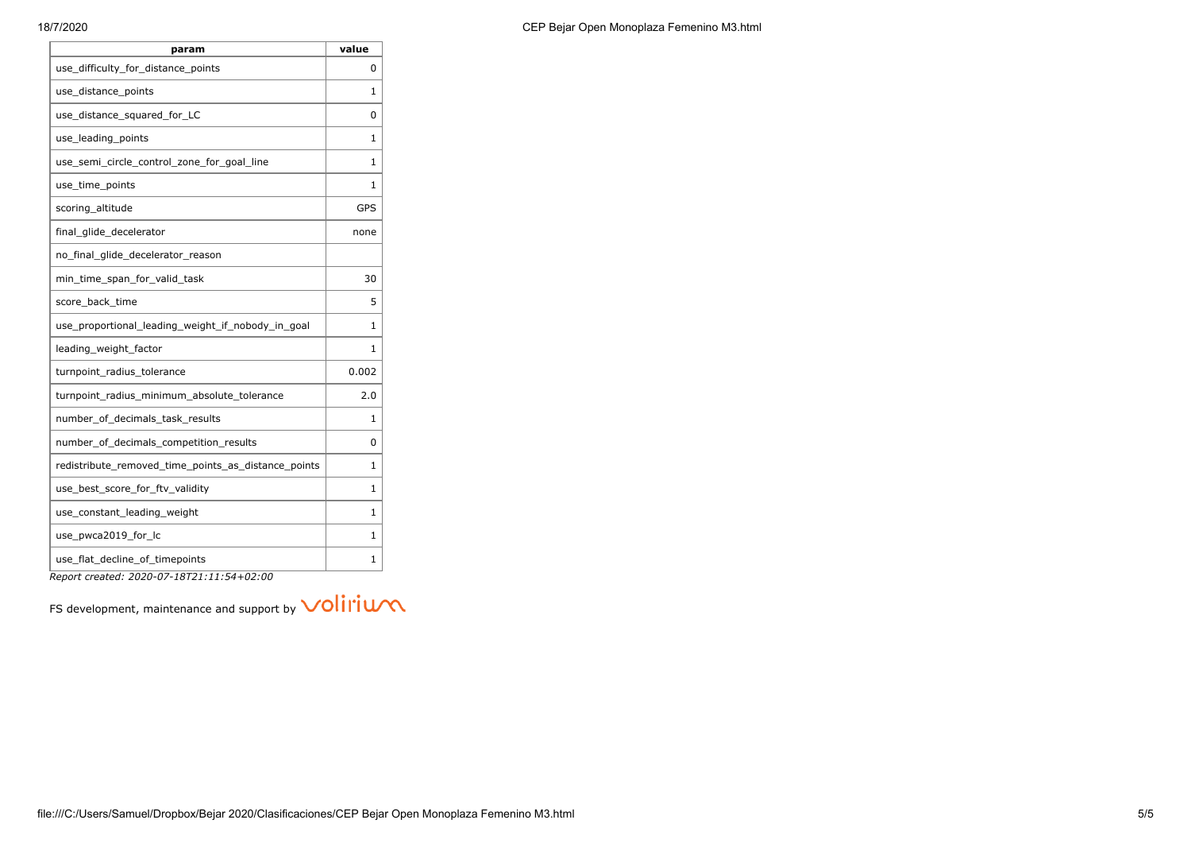| param | value |
|---|---|
| use_difficulty_for_distance_points | 0 |
| use_distance_points | 1 |
| use_distance_squared_for_LC | 0 |
| use_leading_points | 1 |
| use_semi_circle_control_zone_for_goal_line | 1 |
| use_time_points | 1 |
| scoring_altitude | GPS |
| final_glide_decelerator | none |
| no_final_glide_decelerator_reason | |
| min_time_span_for_valid_task | 30 |
| score_back_time | 5 |
| use_proportional_leading_weight_if_nobody_in_goal | 1 |
| leading_weight_factor | 1 |
| turnpoint_radius_tolerance | 0.002 |
| turnpoint_radius_minimum_absolute_tolerance | 2.0 |
| number_of_decimals_task_results | 1 |
| number_of_decimals_competition_results | 0 |
| redistribute_removed_time_points_as_distance_points | 1 |
| use_best_score_for_ftv_validity | 1 |
| use_constant_leading_weight | 1 |
| use_pwca2019_for_lc | 1 |
| use_flat_decline_of_timepoints | 1 |

*Report created: 2020-07-18T21:11:54+02:00*

FS development, maintenance and support by volirium